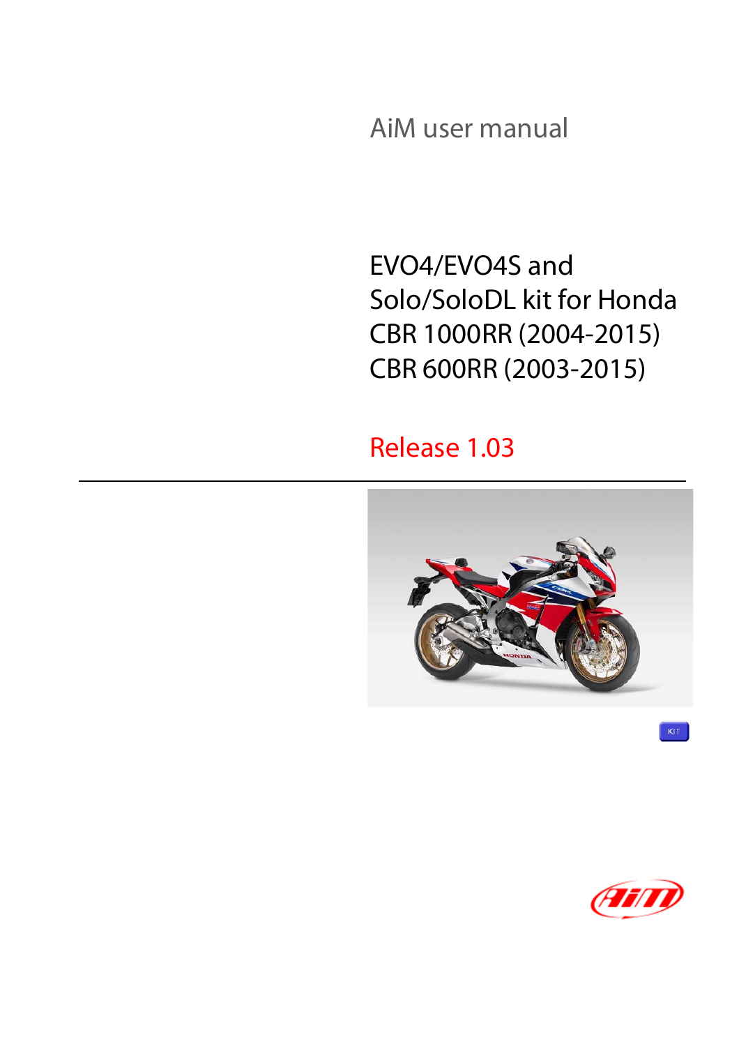AiM user manual

# EVO4/EVO4S and Solo/SoloDL kit for Honda CBR 1000RR (2004-2015) CBR 600RR (2003-2015)

Release 1.03

KIT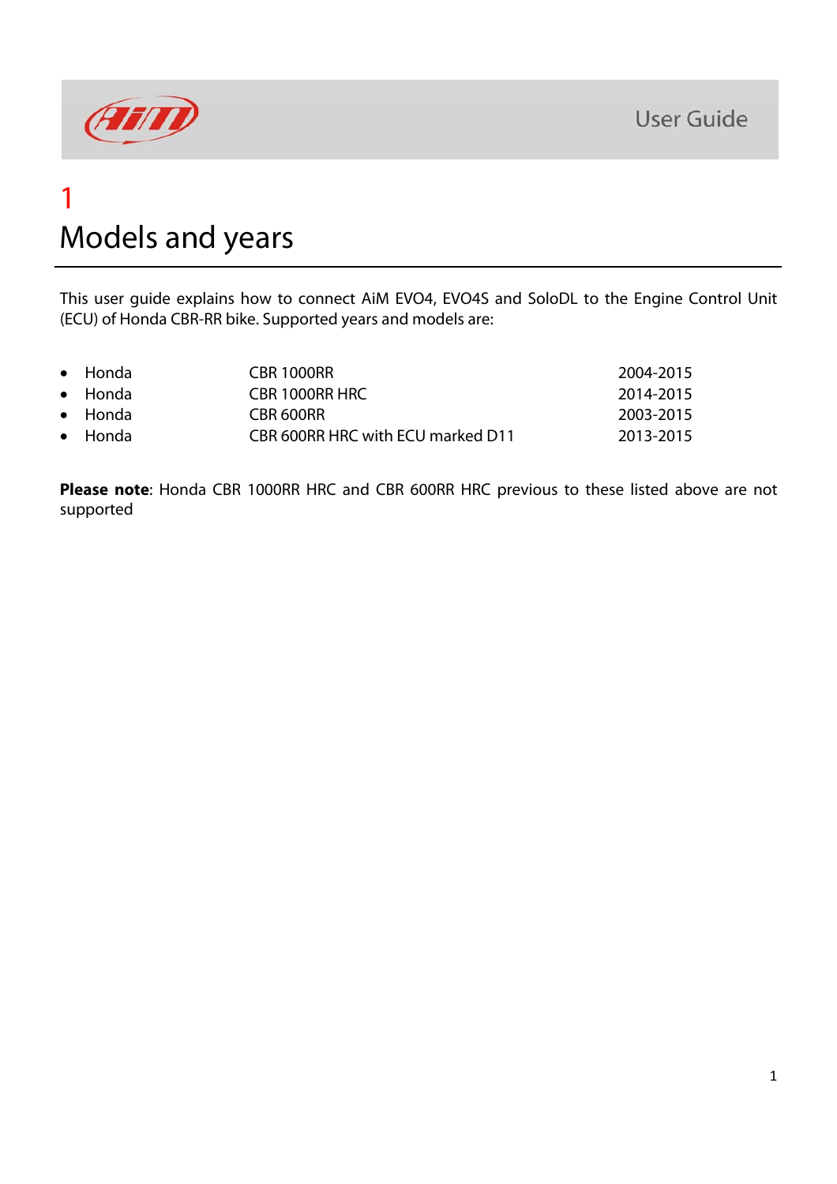# 1 Models and years

This user guide explains how to connect AiM EVO4, EVO4S and SoloDL to the Engine Control Unit (ECU) of Honda CBR-RR bike. Supported years and models are:

- Honda CBR 1000RR 2004-2015
- Honda CBR 1000RR HRC 2014-2015
- Honda CBR 600RR 2003-2015
- Honda CBR 600RR HRC with ECU marked D11 2013-2015

**Please note**: Honda CBR 1000RR HRC and CBR 600RR HRC previous to these listed above are not supported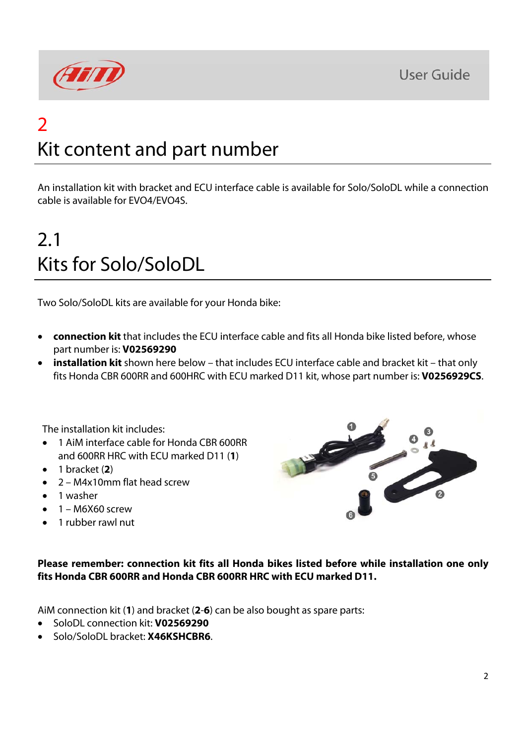# 2
# Kit content and part number

An installation kit with bracket and ECU interface cable is available for Solo/SoloDL while a connection cable is available for EVO4/EVO4S.

## 2.1
## Kits for Solo/SoloDL

Two Solo/SoloDL kits are available for your Honda bike:

- **connection kit** that includes the ECU interface cable and fits all Honda bike listed before, whose part number is: **V02569290**
- **installation kit** shown here below – that includes ECU interface cable and bracket kit – that only fits Honda CBR 600RR and 600HRC with ECU marked D11 kit, whose part number is: **V0256929CS**.

The installation kit includes:

- 1 AiM interface cable for Honda CBR 600RR and 600RR HRC with ECU marked D11 (**1**)
- 1 bracket (**2**)
- 2 – M4x10mm flat head screw
- 1 washer
- 1 – M6X60 screw
- 1 rubber rawl nut

**Please remember: connection kit fits all Honda bikes listed before while installation one only fits Honda CBR 600RR and Honda CBR 600RR HRC with ECU marked D11.**

AiM connection kit (**1**) and bracket (**2**-**6**) can be also bought as spare parts:

- SoloDL connection kit: **V02569290**
- Solo/SoloDL bracket: **X46KSHCBR6**.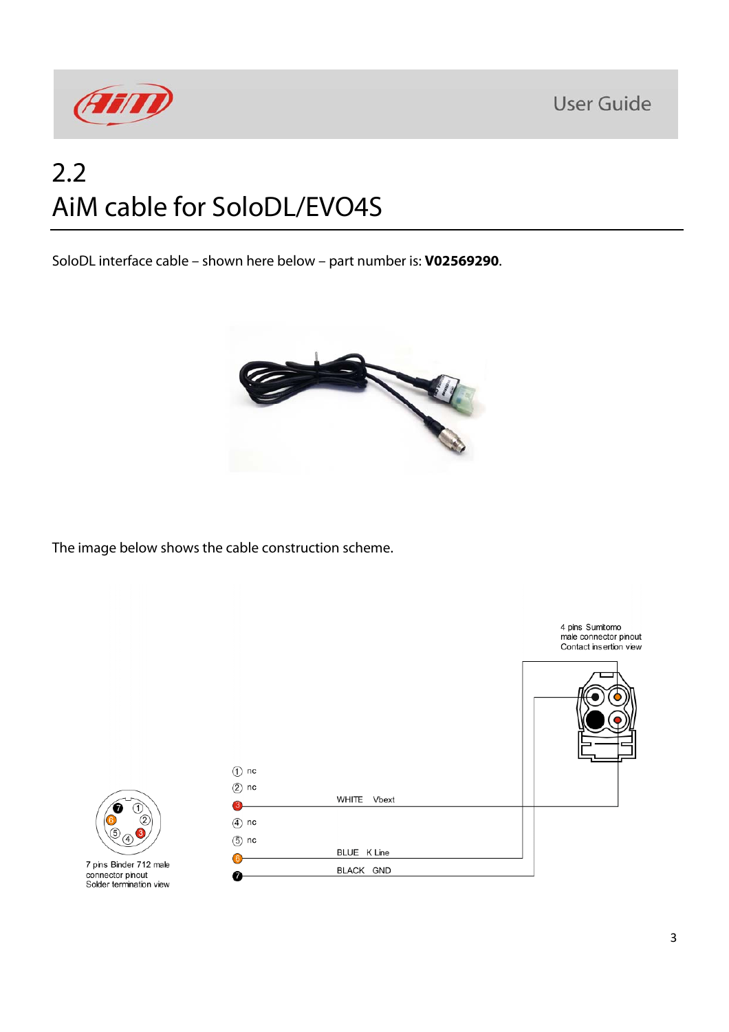## 2.2 AiM cable for SoloDL/EVO4S

SoloDL interface cable – shown here below – part number is: **V02569290**.

The image below shows the cable construction scheme.

4 pins Sumitomo male connector pinout Contact insertion view

| Pin | Wire | Signal |
|---|---|---|
| 1 | | nc |
| 2 | | nc |
| 3 | WHITE | Vbext |
| 4 | | nc |
| 5 | | nc |
| 6 | BLUE | K Line |
| 7 | BLACK | GND |

7 pins Binder 712 male connector pinout Solder termination view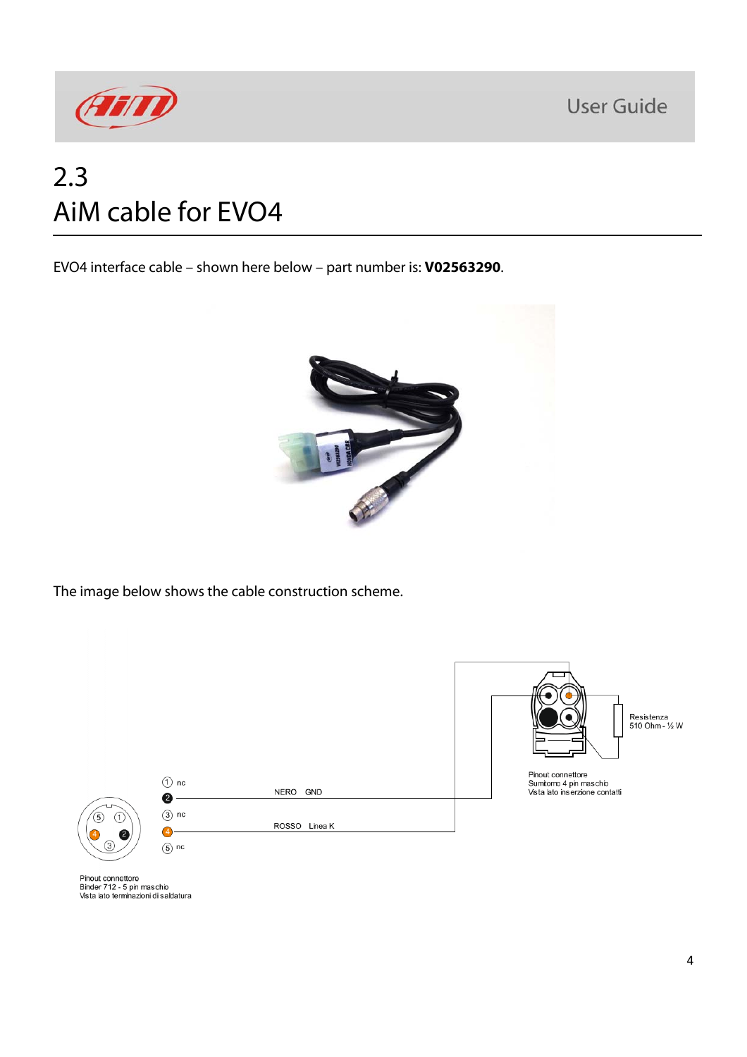## 2.3
## AiM cable for EVO4

EVO4 interface cable – shown here below – part number is: **V02563290**.

The image below shows the cable construction scheme.

Resistenza
510 Ohm - ½ W

Pinout connettore
Sumitomo 4 pin maschio
Vista lato inserzione contatti

1 nc
2 NERO GND
3 nc
4 ROSSO Linea K
5 nc

Pinout connettore
Binder 712 - 5 pin maschio
Vista lato terminazioni di saldatura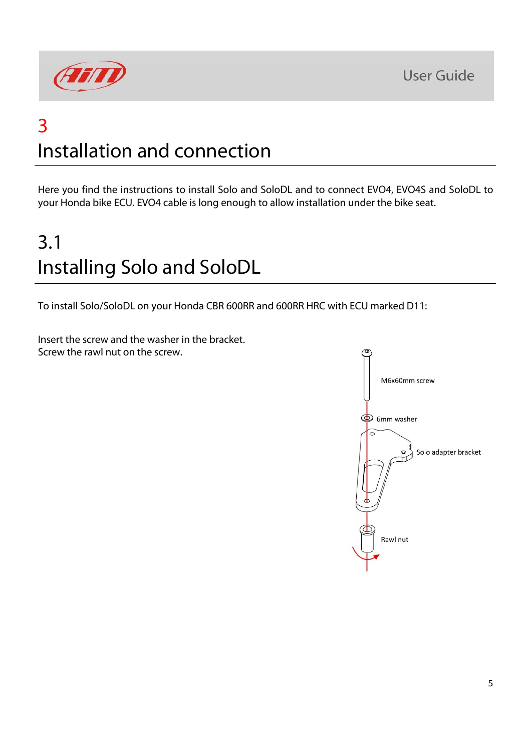# 3
# Installation and connection

Here you find the instructions to install Solo and SoloDL and to connect EVO4, EVO4S and SoloDL to your Honda bike ECU. EVO4 cable is long enough to allow installation under the bike seat.

## 3.1
## Installing Solo and SoloDL

To install Solo/SoloDL on your Honda CBR 600RR and 600RR HRC with ECU marked D11:

Insert the screw and the washer in the bracket.
Screw the rawl nut on the screw.

M6x60mm screw

6mm washer

Solo adapter bracket

Rawl nut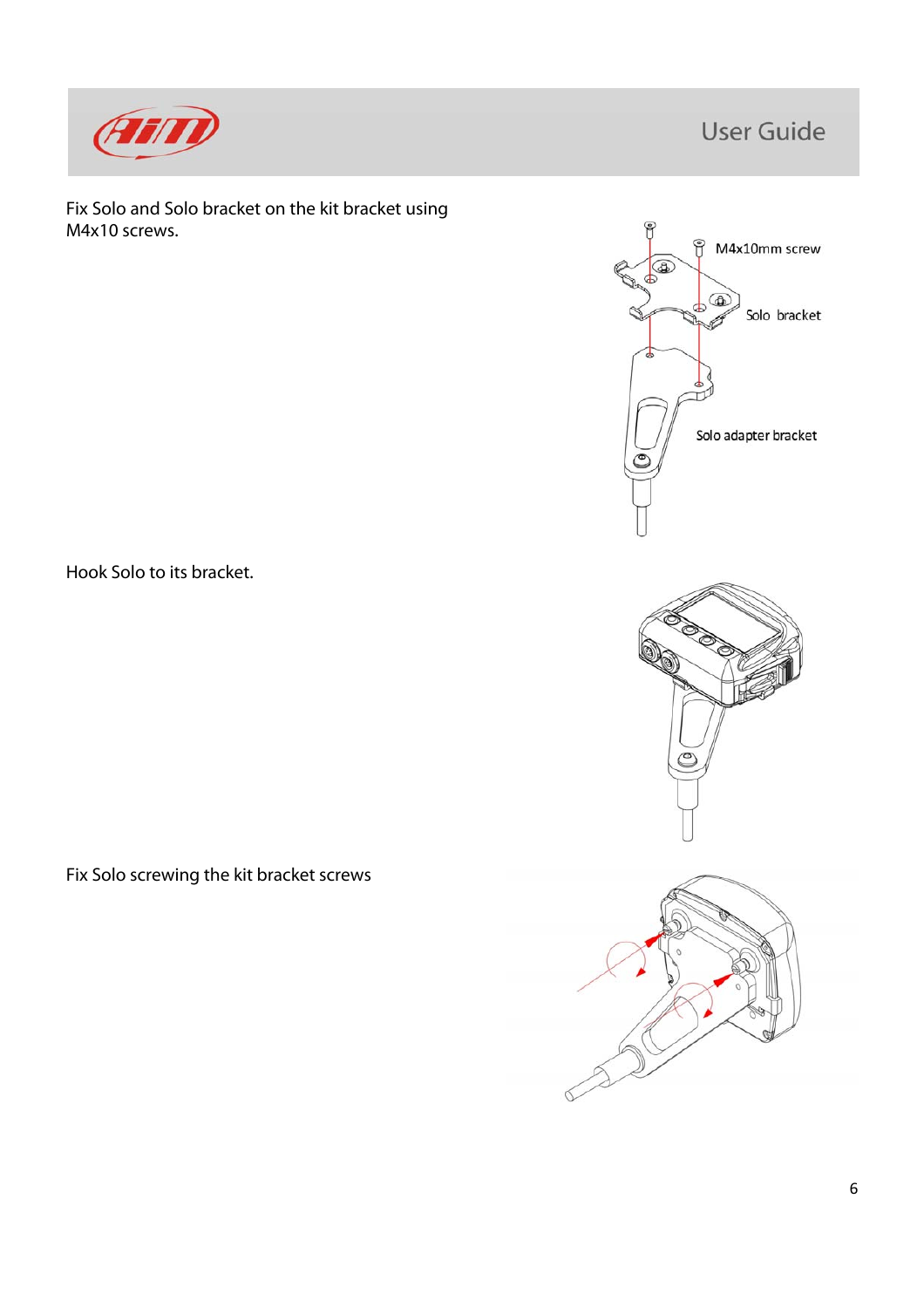Fix Solo and Solo bracket on the kit bracket using M4x10 screws.

Hook Solo to its bracket.

Fix Solo screwing the kit bracket screws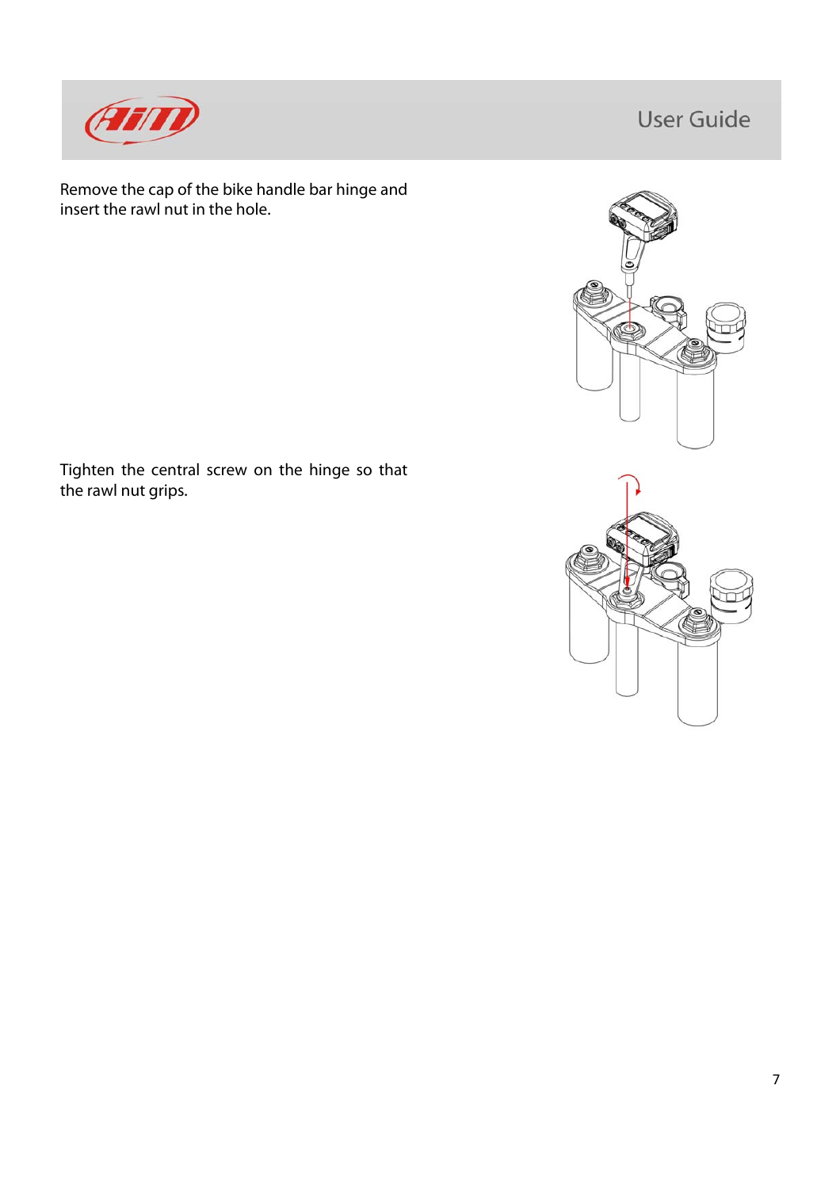Remove the cap of the bike handle bar hinge and insert the rawl nut in the hole.

Tighten the central screw on the hinge so that the rawl nut grips.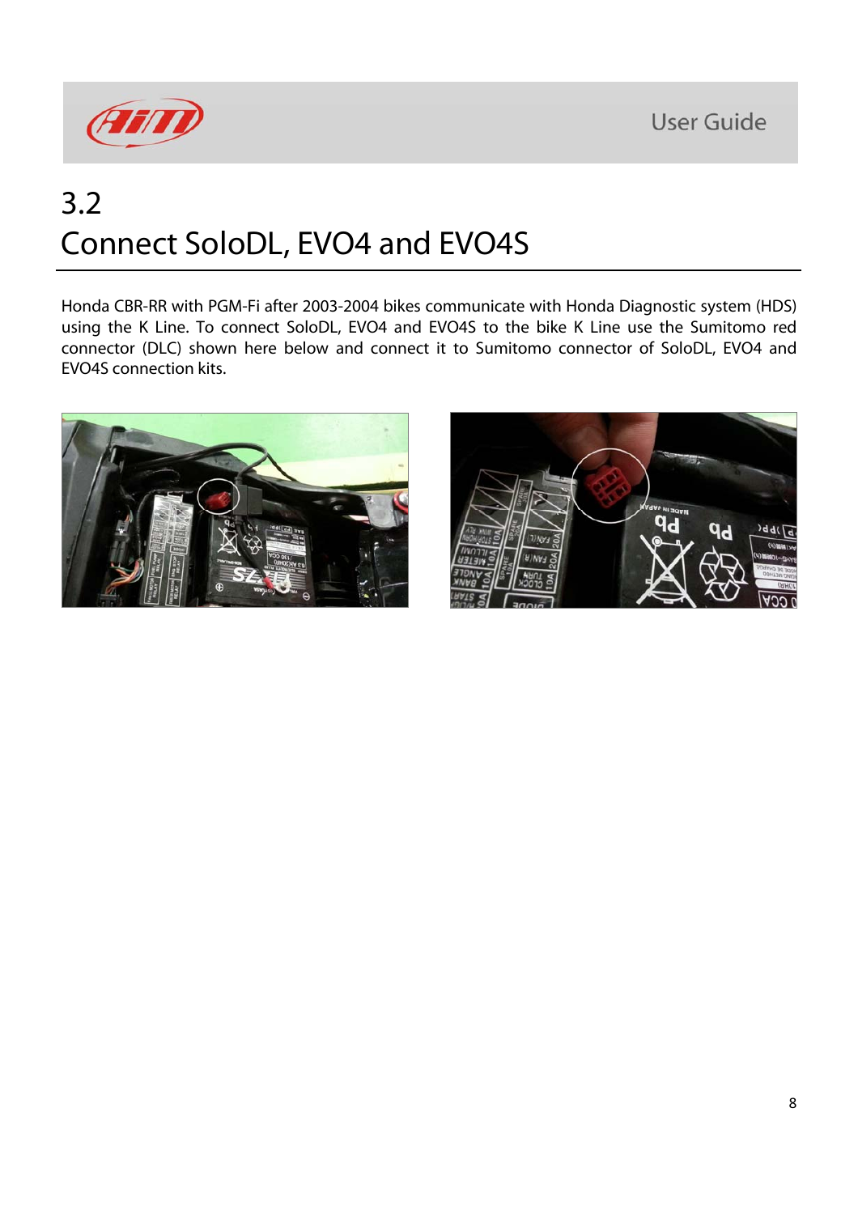## 3.2 Connect SoloDL, EVO4 and EVO4S

Honda CBR-RR with PGM-Fi after 2003-2004 bikes communicate with Honda Diagnostic system (HDS) using the K Line. To connect SoloDL, EVO4 and EVO4S to the bike K Line use the Sumitomo red connector (DLC) shown here below and connect it to Sumitomo connector of SoloDL, EVO4 and EVO4S connection kits.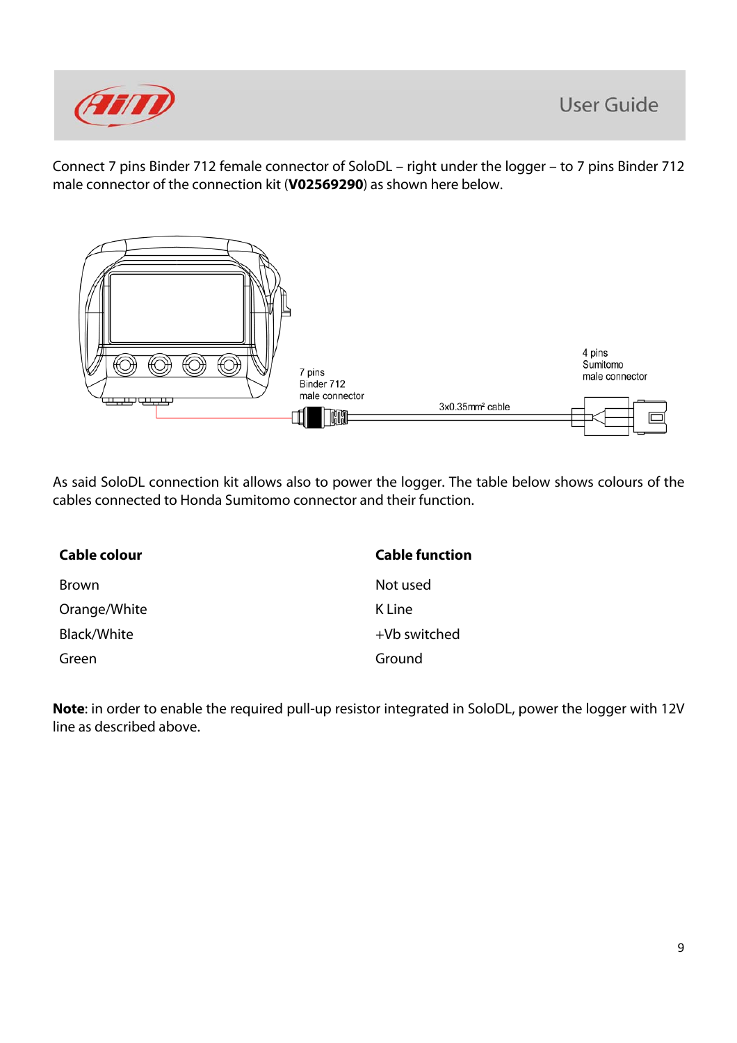Connect 7 pins Binder 712 female connector of SoloDL – right under the logger – to 7 pins Binder 712 male connector of the connection kit (**V02569290**) as shown here below.

7 pins Binder 712 male connector

3x0.35mm² cable

4 pins Sumitomo male connector

As said SoloDL connection kit allows also to power the logger. The table below shows colours of the cables connected to Honda Sumitomo connector and their function.

| Cable colour | Cable function |
|---|---|
| Brown | Not used |
| Orange/White | K Line |
| Black/White | +Vb switched |
| Green | Ground |

**Note**: in order to enable the required pull-up resistor integrated in SoloDL, power the logger with 12V line as described above.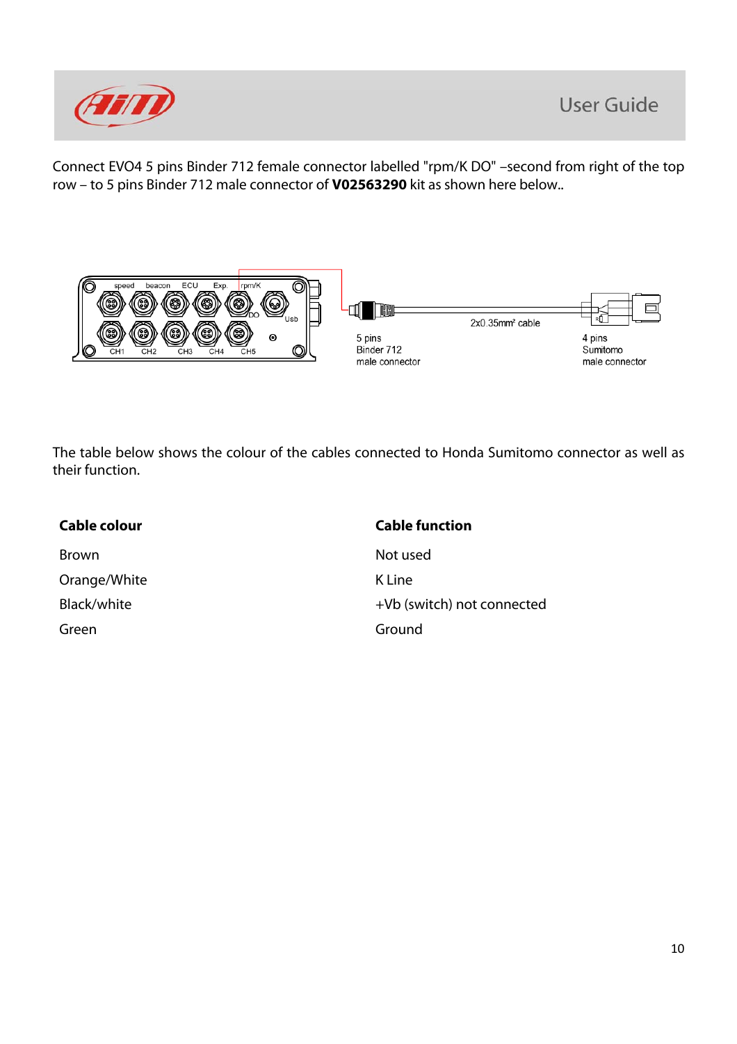Connect EVO4 5 pins Binder 712 female connector labelled "rpm/K DO" –second from right of the top row – to 5 pins Binder 712 male connector of **V02563290** kit as shown here below..

The table below shows the colour of the cables connected to Honda Sumitomo connector as well as their function.

| Cable colour | Cable function |
|---|---|
| Brown | Not used |
| Orange/White | K Line |
| Black/white | +Vb (switch) not connected |
| Green | Ground |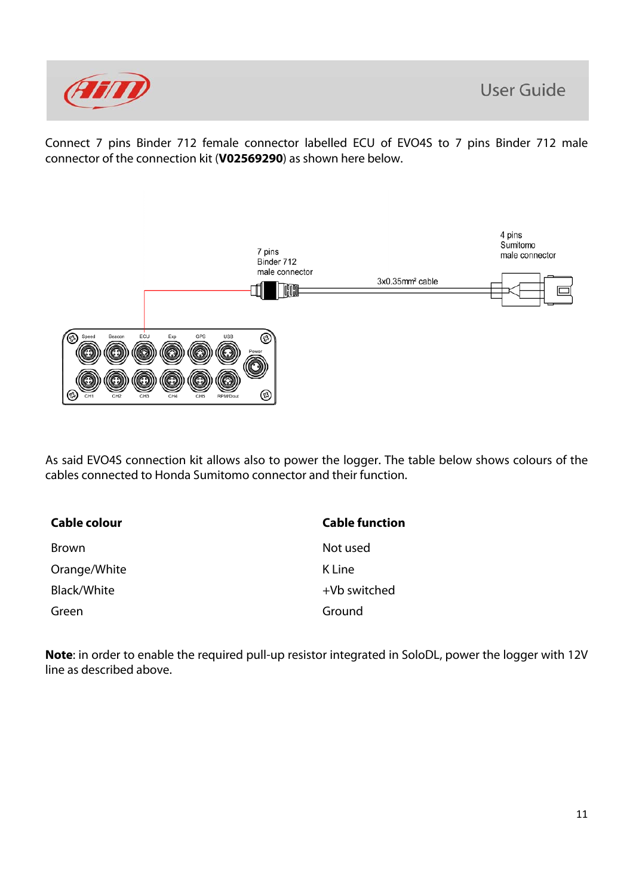Connect 7 pins Binder 712 female connector labelled ECU of EVO4S to 7 pins Binder 712 male connector of the connection kit (**V02569290**) as shown here below.

As said EVO4S connection kit allows also to power the logger. The table below shows colours of the cables connected to Honda Sumitomo connector and their function.

| Cable colour | Cable function |
|---|---|
| Brown | Not used |
| Orange/White | K Line |
| Black/White | +Vb switched |
| Green | Ground |

**Note**: in order to enable the required pull-up resistor integrated in SoloDL, power the logger with 12V line as described above.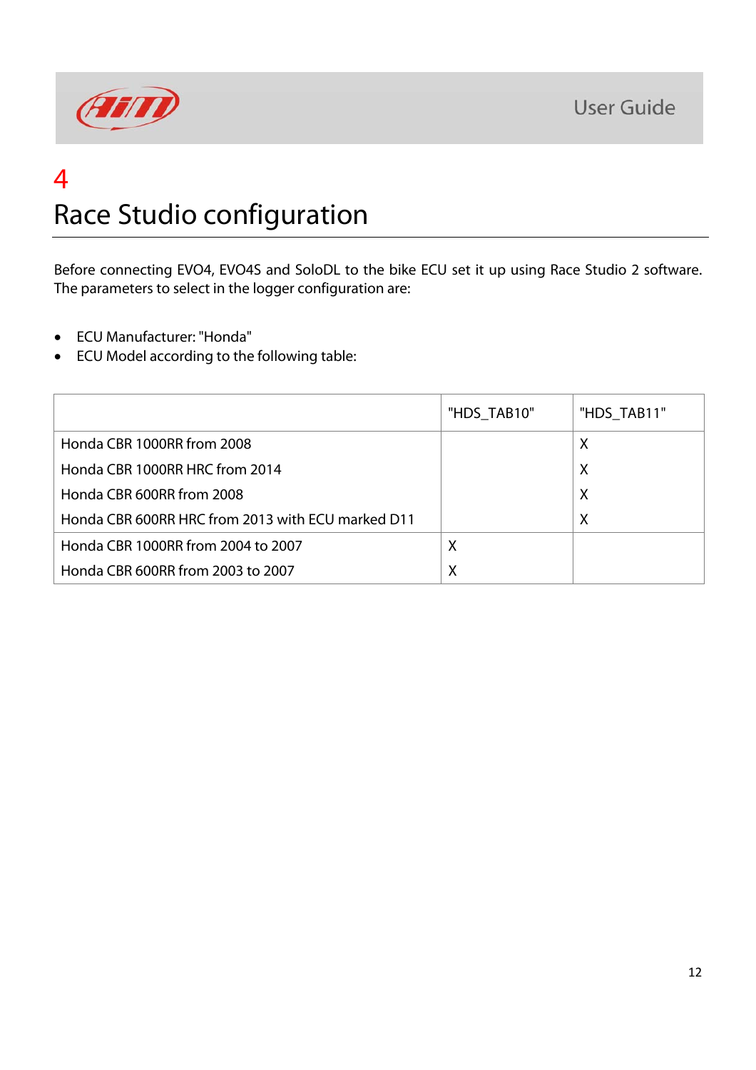# 4

# Race Studio configuration

Before connecting EVO4, EVO4S and SoloDL to the bike ECU set it up using Race Studio 2 software. The parameters to select in the logger configuration are:

- ECU Manufacturer: "Honda"
- ECU Model according to the following table:

| | "HDS_TAB10" | "HDS_TAB11" |
|---|---|---|
| Honda CBR 1000RR from 2008 | | X |
| Honda CBR 1000RR HRC from 2014 | | X |
| Honda CBR 600RR from 2008 | | X |
| Honda CBR 600RR HRC from 2013 with ECU marked D11 | | X |
| Honda CBR 1000RR from 2004 to 2007 | X | |
| Honda CBR 600RR from 2003 to 2007 | X | |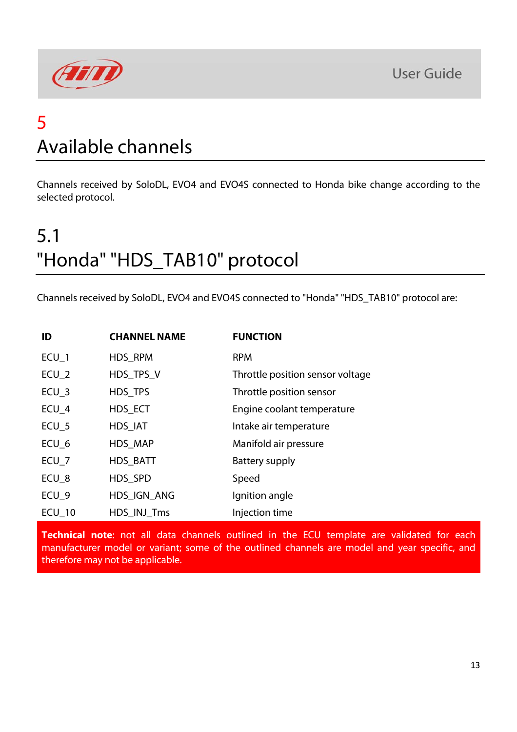# 5
# Available channels

Channels received by SoloDL, EVO4 and EVO4S connected to Honda bike change according to the selected protocol.

## 5.1
## "Honda" "HDS_TAB10" protocol

Channels received by SoloDL, EVO4 and EVO4S connected to "Honda" "HDS_TAB10" protocol are:

| ID | CHANNEL NAME | FUNCTION |
|---|---|---|
| ECU_1 | HDS_RPM | RPM |
| ECU_2 | HDS_TPS_V | Throttle position sensor voltage |
| ECU_3 | HDS_TPS | Throttle position sensor |
| ECU_4 | HDS_ECT | Engine coolant temperature |
| ECU_5 | HDS_IAT | Intake air temperature |
| ECU_6 | HDS_MAP | Manifold air pressure |
| ECU_7 | HDS_BATT | Battery supply |
| ECU_8 | HDS_SPD | Speed |
| ECU_9 | HDS_IGN_ANG | Ignition angle |
| ECU_10 | HDS_INJ_Tms | Injection time |

**Technical note**: not all data channels outlined in the ECU template are validated for each manufacturer model or variant; some of the outlined channels are model and year specific, and therefore may not be applicable.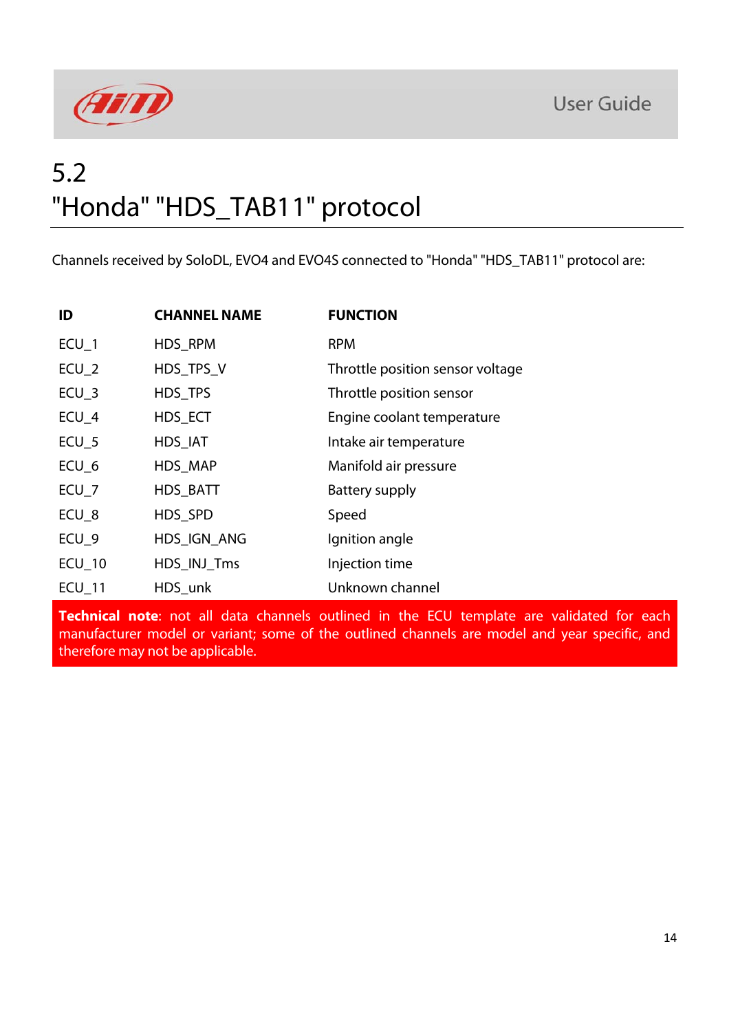## 5.2 "Honda" "HDS_TAB11" protocol

Channels received by SoloDL, EVO4 and EVO4S connected to "Honda" "HDS_TAB11" protocol are:

| ID | CHANNEL NAME | FUNCTION |
|---|---|---|
| ECU_1 | HDS_RPM | RPM |
| ECU_2 | HDS_TPS_V | Throttle position sensor voltage |
| ECU_3 | HDS_TPS | Throttle position sensor |
| ECU_4 | HDS_ECT | Engine coolant temperature |
| ECU_5 | HDS_IAT | Intake air temperature |
| ECU_6 | HDS_MAP | Manifold air pressure |
| ECU_7 | HDS_BATT | Battery supply |
| ECU_8 | HDS_SPD | Speed |
| ECU_9 | HDS_IGN_ANG | Ignition angle |
| ECU_10 | HDS_INJ_Tms | Injection time |
| ECU_11 | HDS_unk | Unknown channel |

**Technical note**: not all data channels outlined in the ECU template are validated for each manufacturer model or variant; some of the outlined channels are model and year specific, and therefore may not be applicable.